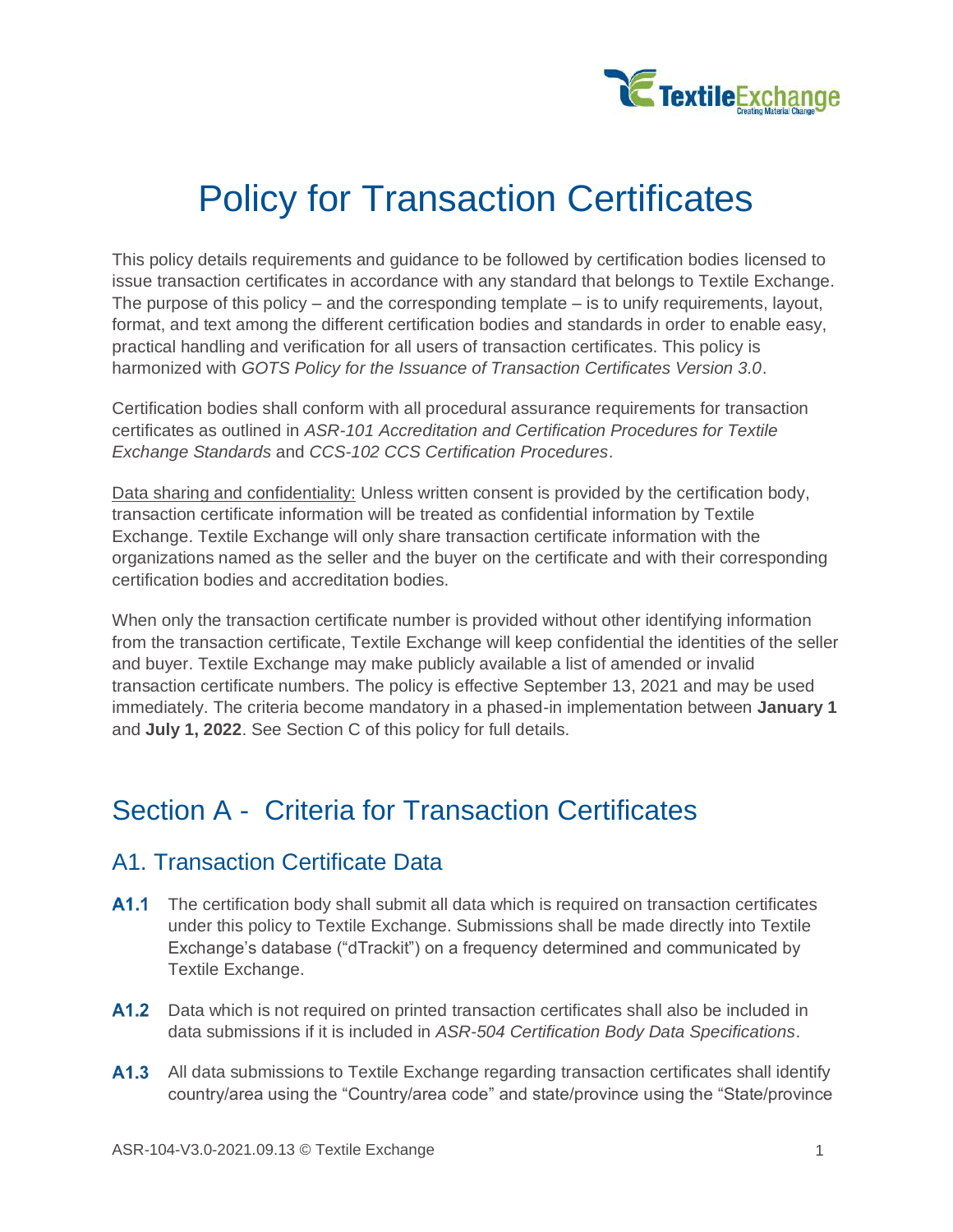# Policy for Transaction Certificates

This policy details requirements and guidance to be followed by certification bodies licensed to issue transaction certificates in accordance with any standard that belongs to Textile Exchange. The purpose of this policy – and the corresponding template – is to unify requirements, layout, format, and text among the different certification bodies and standards in order to enable easy, practical handling and verification for all users of transaction certificates. This policy is harmonized with *GOTS Policy for the Issuance of Transaction Certificates Version 3.0*.

Certification bodies shall conform with all procedural assurance requirements for transaction certificates as outlined in *ASR-101 Accreditation and Certification Procedures for Textile Exchange Standards* and *CCS-102 CCS Certification Procedures*.

Data sharing and confidentiality: Unless written consent is provided by the certification body, transaction certificate information will be treated as confidential information by Textile Exchange. Textile Exchange will only share transaction certificate information with the organizations named as the seller and the buyer on the certificate and with their corresponding certification bodies and accreditation bodies.

When only the transaction certificate number is provided without other identifying information from the transaction certificate, Textile Exchange will keep confidential the identities of the seller and buyer. Textile Exchange may make publicly available a list of amended or invalid transaction certificate numbers. The policy is effective September 13, 2021 and may be used immediately. The criteria become mandatory in a phased-in implementation between **January 1** and **July 1, 2022**. See Section C of this policy for full details.

## Section A - Criteria for Transaction Certificates

### A1. Transaction Certificate Data

**A1.1** The certification body shall submit all data which is required on transaction certificates under this policy to Textile Exchange. Submissions shall be made directly into Textile Exchange's database ("dTrackit") on a frequency determined and communicated by Textile Exchange.

**A1.2** Data which is not required on printed transaction certificates shall also be included in data submissions if it is included in *ASR-504 Certification Body Data Specifications*.

**A1.3** All data submissions to Textile Exchange regarding transaction certificates shall identify country/area using the "Country/area code" and state/province using the "State/province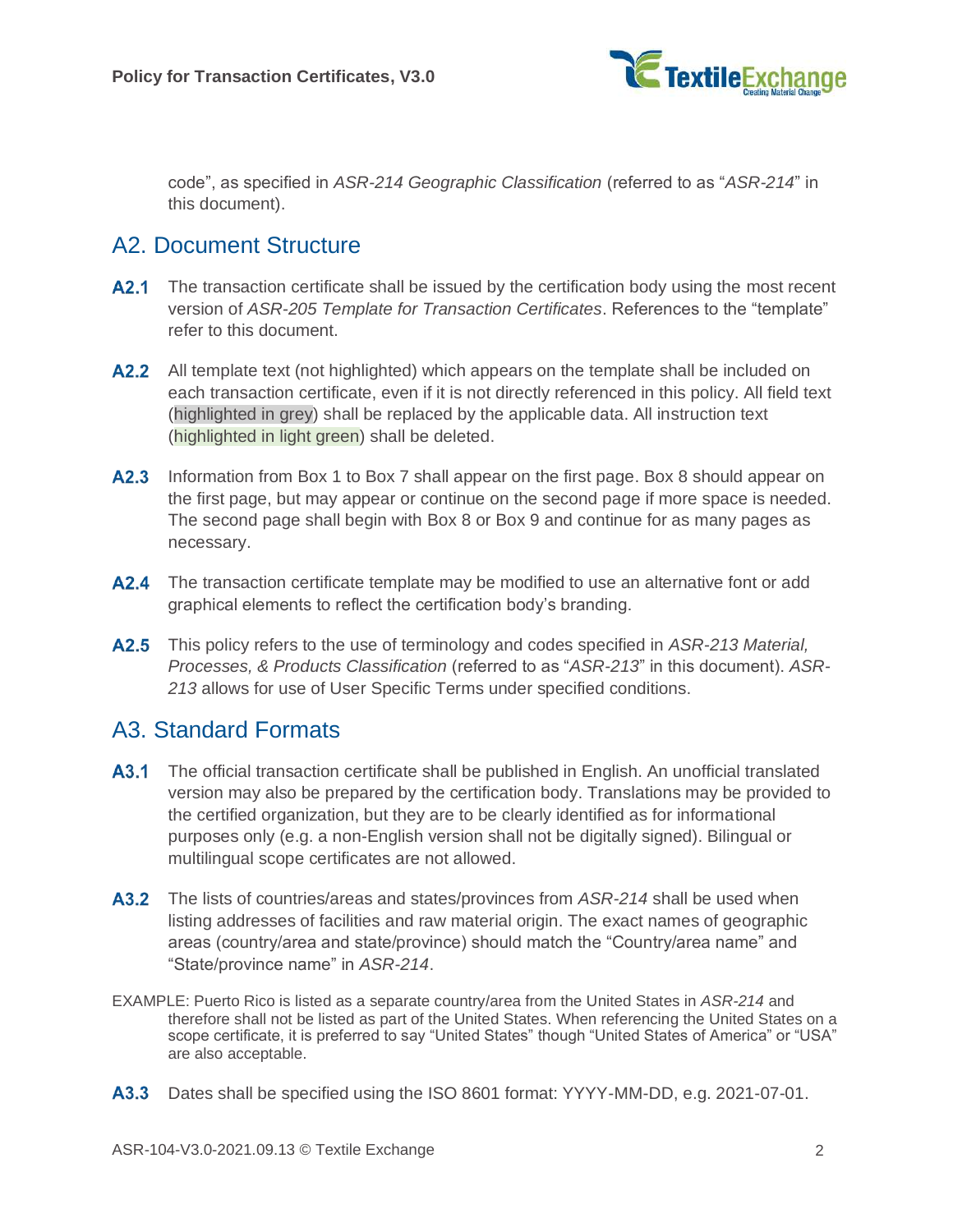code", as specified in *ASR-214 Geographic Classification* (referred to as "*ASR-214*" in this document).

## A2. Document Structure

**A2.1** The transaction certificate shall be issued by the certification body using the most recent version of *ASR-205 Template for Transaction Certificates*. References to the "template" refer to this document.

**A2.2** All template text (not highlighted) which appears on the template shall be included on each transaction certificate, even if it is not directly referenced in this policy. All field text (highlighted in grey) shall be replaced by the applicable data. All instruction text (highlighted in light green) shall be deleted.

**A2.3** Information from Box 1 to Box 7 shall appear on the first page. Box 8 should appear on the first page, but may appear or continue on the second page if more space is needed. The second page shall begin with Box 8 or Box 9 and continue for as many pages as necessary.

**A2.4** The transaction certificate template may be modified to use an alternative font or add graphical elements to reflect the certification body's branding.

**A2.5** This policy refers to the use of terminology and codes specified in *ASR-213 Material, Processes, & Products Classification* (referred to as "*ASR-213*" in this document). *ASR-213* allows for use of User Specific Terms under specified conditions.

## A3. Standard Formats

**A3.1** The official transaction certificate shall be published in English. An unofficial translated version may also be prepared by the certification body. Translations may be provided to the certified organization, but they are to be clearly identified as for informational purposes only (e.g. a non-English version shall not be digitally signed). Bilingual or multilingual scope certificates are not allowed.

**A3.2** The lists of countries/areas and states/provinces from *ASR-214* shall be used when listing addresses of facilities and raw material origin. The exact names of geographic areas (country/area and state/province) should match the "Country/area name" and "State/province name" in *ASR-214*.

EXAMPLE: Puerto Rico is listed as a separate country/area from the United States in *ASR-214* and therefore shall not be listed as part of the United States. When referencing the United States on a scope certificate, it is preferred to say "United States" though "United States of America" or "USA" are also acceptable.

**A3.3** Dates shall be specified using the ISO 8601 format: YYYY-MM-DD, e.g. 2021-07-01.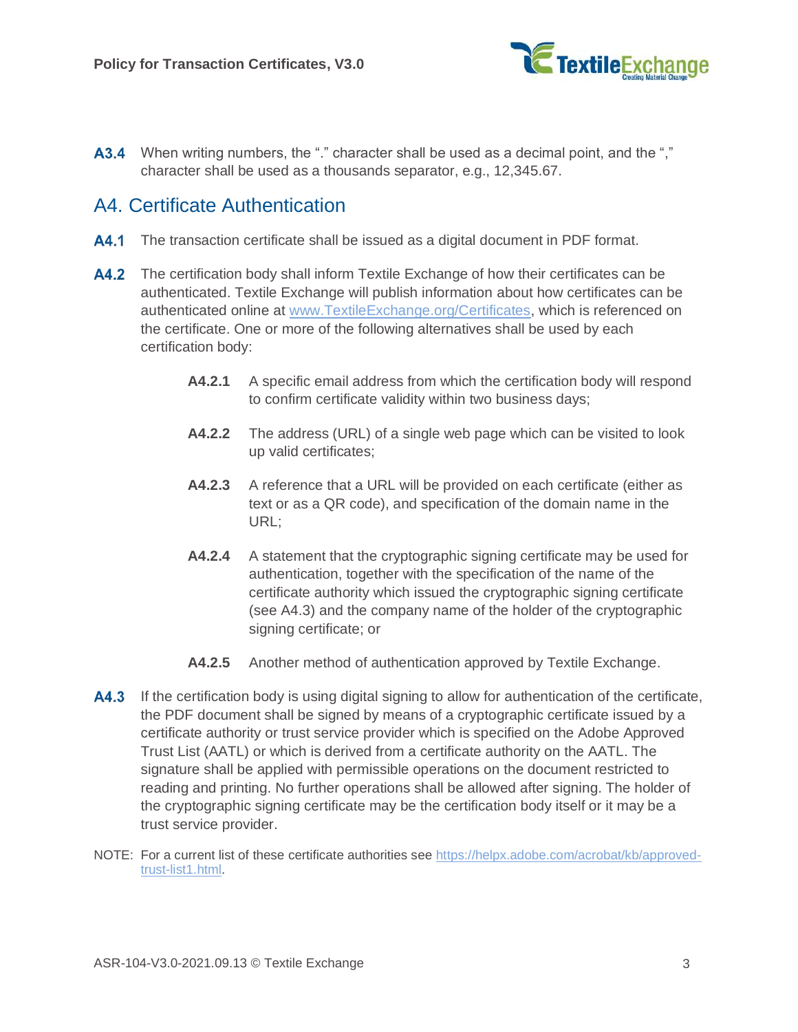**A3.4** When writing numbers, the "." character shall be used as a decimal point, and the "," character shall be used as a thousands separator, e.g., 12,345.67.

## A4. Certificate Authentication

**A4.1** The transaction certificate shall be issued as a digital document in PDF format.

**A4.2** The certification body shall inform Textile Exchange of how their certificates can be authenticated. Textile Exchange will publish information about how certificates can be authenticated online at [www.TextileExchange.org/Certificates](www.TextileExchange.org/Certificates), which is referenced on the certificate. One or more of the following alternatives shall be used by each certification body:

> **A4.2.1** A specific email address from which the certification body will respond to confirm certificate validity within two business days;
>
> **A4.2.2** The address (URL) of a single web page which can be visited to look up valid certificates;
>
> **A4.2.3** A reference that a URL will be provided on each certificate (either as text or as a QR code), and specification of the domain name in the URL;
>
> **A4.2.4** A statement that the cryptographic signing certificate may be used for authentication, together with the specification of the name of the certificate authority which issued the cryptographic signing certificate (see A4.3) and the company name of the holder of the cryptographic signing certificate; or
>
> **A4.2.5** Another method of authentication approved by Textile Exchange.

**A4.3** If the certification body is using digital signing to allow for authentication of the certificate, the PDF document shall be signed by means of a cryptographic certificate issued by a certificate authority or trust service provider which is specified on the Adobe Approved Trust List (AATL) or which is derived from a certificate authority on the AATL. The signature shall be applied with permissible operations on the document restricted to reading and printing. No further operations shall be allowed after signing. The holder of the cryptographic signing certificate may be the certification body itself or it may be a trust service provider.

NOTE: For a current list of these certificate authorities see [https://helpx.adobe.com/acrobat/kb/approved-trust-list1.html](https://helpx.adobe.com/acrobat/kb/approved-trust-list1.html).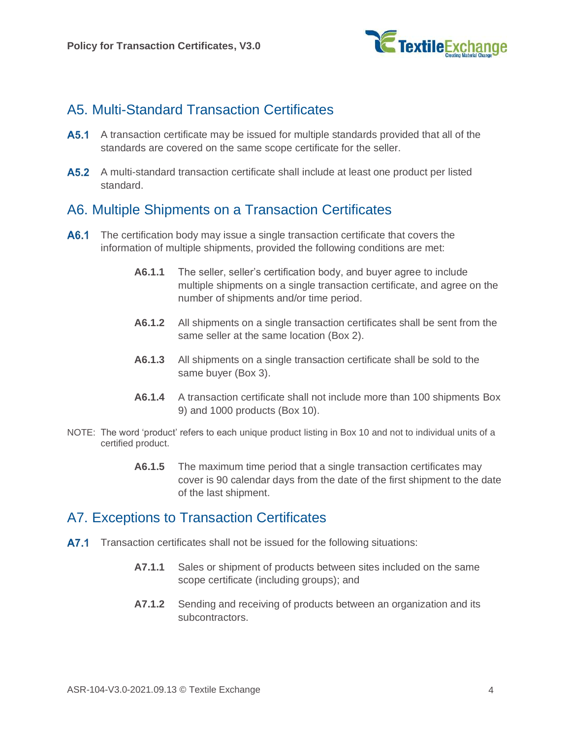## A5. Multi-Standard Transaction Certificates

**A5.1** A transaction certificate may be issued for multiple standards provided that all of the standards are covered on the same scope certificate for the seller.

**A5.2** A multi-standard transaction certificate shall include at least one product per listed standard.

## A6. Multiple Shipments on a Transaction Certificates

**A6.1** The certification body may issue a single transaction certificate that covers the information of multiple shipments, provided the following conditions are met:

> **A6.1.1** The seller, seller's certification body, and buyer agree to include multiple shipments on a single transaction certificate, and agree on the number of shipments and/or time period.
>
> **A6.1.2** All shipments on a single transaction certificates shall be sent from the same seller at the same location (Box 2).
>
> **A6.1.3** All shipments on a single transaction certificate shall be sold to the same buyer (Box 3).
>
> **A6.1.4** A transaction certificate shall not include more than 100 shipments Box 9) and 1000 products (Box 10).

NOTE: The word 'product' refers to each unique product listing in Box 10 and not to individual units of a certified product.

> **A6.1.5** The maximum time period that a single transaction certificates may cover is 90 calendar days from the date of the first shipment to the date of the last shipment.

## A7. Exceptions to Transaction Certificates

**A7.1** Transaction certificates shall not be issued for the following situations:

> **A7.1.1** Sales or shipment of products between sites included on the same scope certificate (including groups); and
>
> **A7.1.2** Sending and receiving of products between an organization and its subcontractors.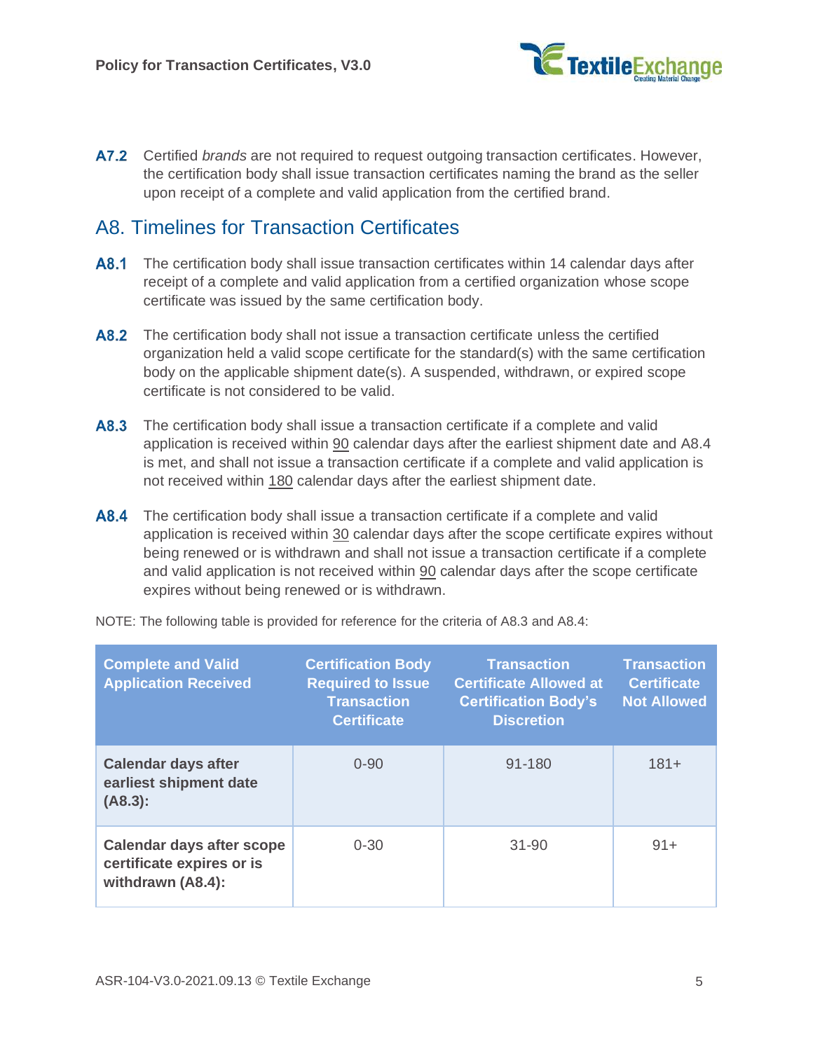**A7.2** Certified *brands* are not required to request outgoing transaction certificates. However, the certification body shall issue transaction certificates naming the brand as the seller upon receipt of a complete and valid application from the certified brand.

## A8. Timelines for Transaction Certificates

**A8.1** The certification body shall issue transaction certificates within 14 calendar days after receipt of a complete and valid application from a certified organization whose scope certificate was issued by the same certification body.

**A8.2** The certification body shall not issue a transaction certificate unless the certified organization held a valid scope certificate for the standard(s) with the same certification body on the applicable shipment date(s). A suspended, withdrawn, or expired scope certificate is not considered to be valid.

**A8.3** The certification body shall issue a transaction certificate if a complete and valid application is received within 90 calendar days after the earliest shipment date and A8.4 is met, and shall not issue a transaction certificate if a complete and valid application is not received within 180 calendar days after the earliest shipment date.

**A8.4** The certification body shall issue a transaction certificate if a complete and valid application is received within 30 calendar days after the scope certificate expires without being renewed or is withdrawn and shall not issue a transaction certificate if a complete and valid application is not received within 90 calendar days after the scope certificate expires without being renewed or is withdrawn.

NOTE: The following table is provided for reference for the criteria of A8.3 and A8.4:

| Complete and Valid Application Received | Certification Body Required to Issue Transaction Certificate | Transaction Certificate Allowed at Certification Body's Discretion | Transaction Certificate Not Allowed |
|---|---|---|---|
| **Calendar days after earliest shipment date (A8.3):** | 0-90 | 91-180 | 181+ |
| **Calendar days after scope certificate expires or is withdrawn (A8.4):** | 0-30 | 31-90 | 91+ |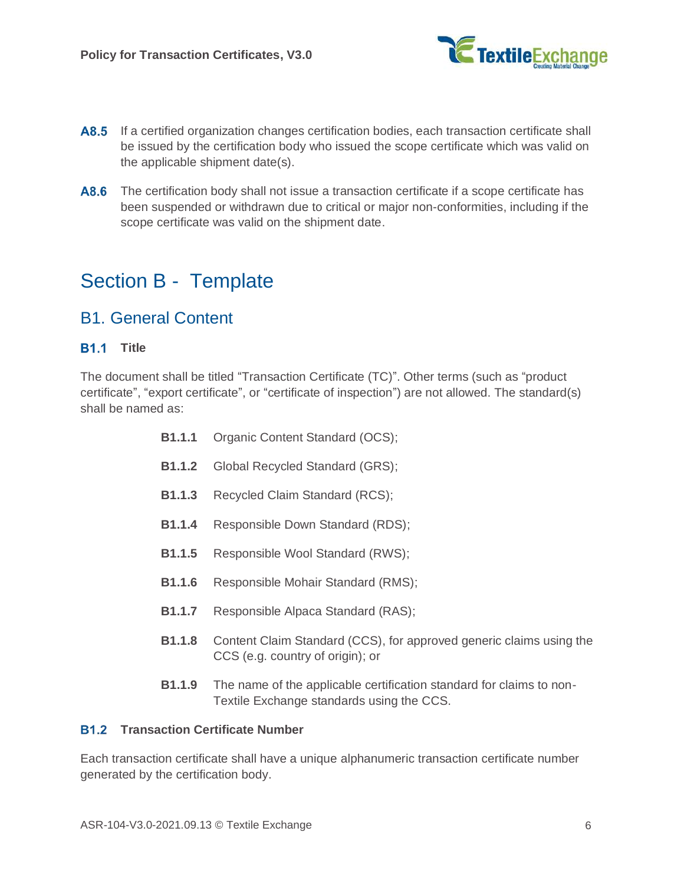**A8.5** If a certified organization changes certification bodies, each transaction certificate shall be issued by the certification body who issued the scope certificate which was valid on the applicable shipment date(s).

**A8.6** The certification body shall not issue a transaction certificate if a scope certificate has been suspended or withdrawn due to critical or major non-conformities, including if the scope certificate was valid on the shipment date.

# Section B - Template

## B1. General Content

### B1.1 Title

The document shall be titled "Transaction Certificate (TC)". Other terms (such as "product certificate", "export certificate", or "certificate of inspection") are not allowed. The standard(s) shall be named as:

- **B1.1.1** Organic Content Standard (OCS);
- **B1.1.2** Global Recycled Standard (GRS);
- **B1.1.3** Recycled Claim Standard (RCS);
- **B1.1.4** Responsible Down Standard (RDS);
- **B1.1.5** Responsible Wool Standard (RWS);
- **B1.1.6** Responsible Mohair Standard (RMS);
- **B1.1.7** Responsible Alpaca Standard (RAS);
- **B1.1.8** Content Claim Standard (CCS), for approved generic claims using the CCS (e.g. country of origin); or
- **B1.1.9** The name of the applicable certification standard for claims to non-Textile Exchange standards using the CCS.

### B1.2 Transaction Certificate Number

Each transaction certificate shall have a unique alphanumeric transaction certificate number generated by the certification body.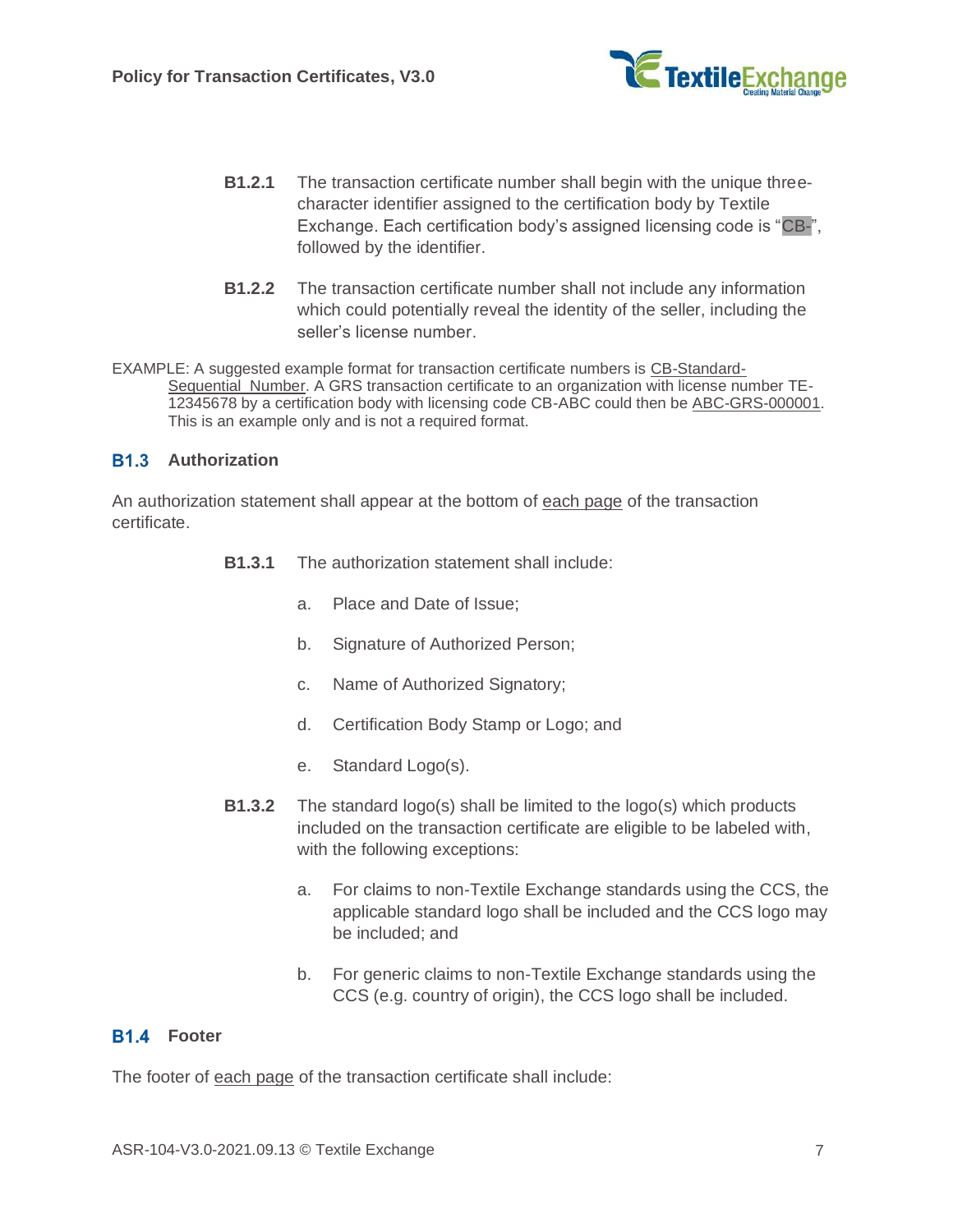**B1.2.1** The transaction certificate number shall begin with the unique three-character identifier assigned to the certification body by Textile Exchange. Each certification body's assigned licensing code is "CB-", followed by the identifier.

**B1.2.2** The transaction certificate number shall not include any information which could potentially reveal the identity of the seller, including the seller's license number.

EXAMPLE: A suggested example format for transaction certificate numbers is CB-Standard-Sequential_Number. A GRS transaction certificate to an organization with license number TE-12345678 by a certification body with licensing code CB-ABC could then be ABC-GRS-000001. This is an example only and is not a required format.

## B1.3 Authorization

An authorization statement shall appear at the bottom of each page of the transaction certificate.

**B1.3.1** The authorization statement shall include:

a. Place and Date of Issue;

b. Signature of Authorized Person;

c. Name of Authorized Signatory;

d. Certification Body Stamp or Logo; and

e. Standard Logo(s).

**B1.3.2** The standard logo(s) shall be limited to the logo(s) which products included on the transaction certificate are eligible to be labeled with, with the following exceptions:

a. For claims to non-Textile Exchange standards using the CCS, the applicable standard logo shall be included and the CCS logo may be included; and

b. For generic claims to non-Textile Exchange standards using the CCS (e.g. country of origin), the CCS logo shall be included.

## B1.4 Footer

The footer of each page of the transaction certificate shall include: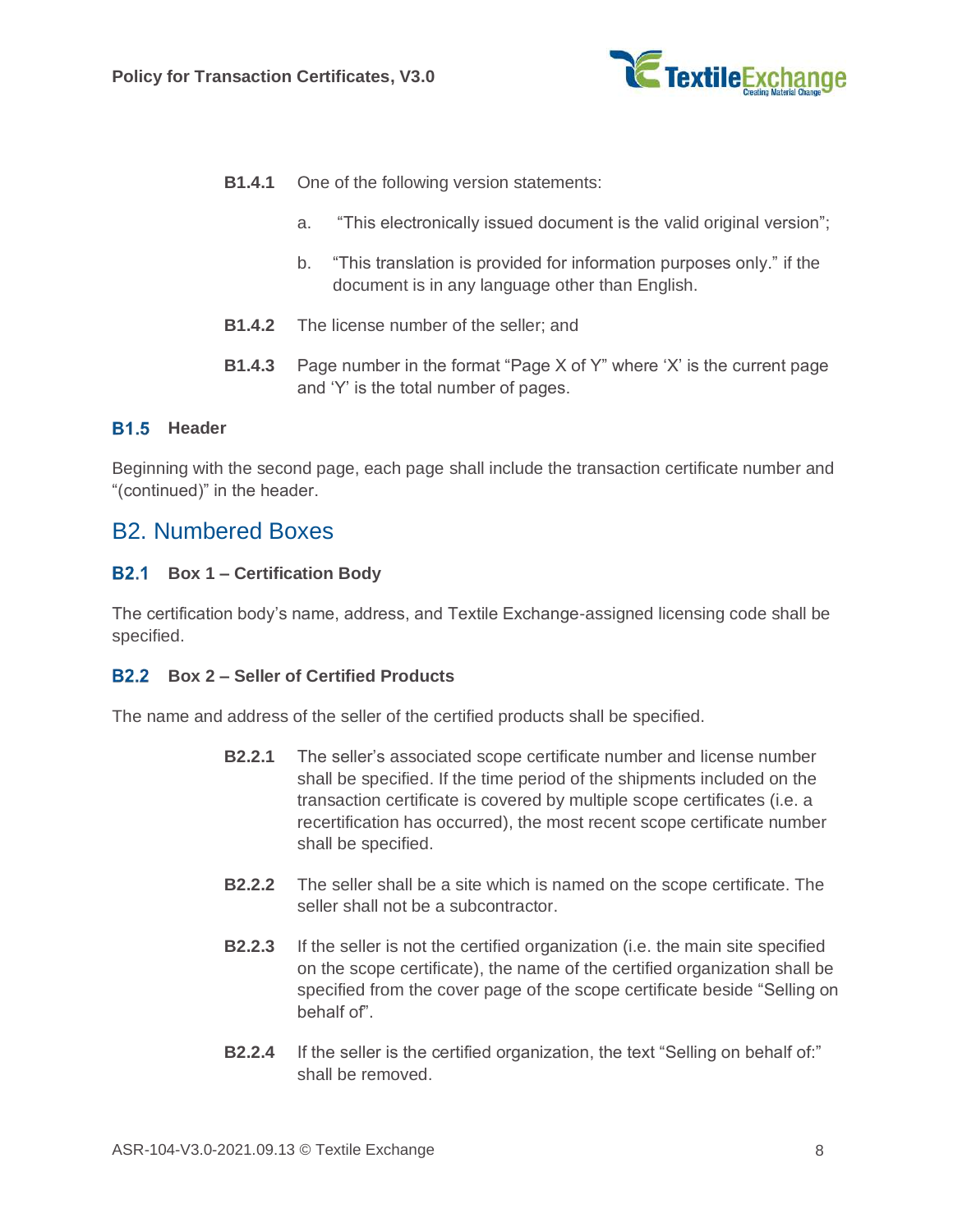**B1.4.1** One of the following version statements:

a. "This electronically issued document is the valid original version";

b. "This translation is provided for information purposes only." if the document is in any language other than English.

**B1.4.2** The license number of the seller; and

**B1.4.3** Page number in the format "Page X of Y" where 'X' is the current page and 'Y' is the total number of pages.

### B1.5 Header

Beginning with the second page, each page shall include the transaction certificate number and "(continued)" in the header.

## B2. Numbered Boxes

### B2.1 Box 1 – Certification Body

The certification body's name, address, and Textile Exchange-assigned licensing code shall be specified.

### B2.2 Box 2 – Seller of Certified Products

The name and address of the seller of the certified products shall be specified.

**B2.2.1** The seller's associated scope certificate number and license number shall be specified. If the time period of the shipments included on the transaction certificate is covered by multiple scope certificates (i.e. a recertification has occurred), the most recent scope certificate number shall be specified.

**B2.2.2** The seller shall be a site which is named on the scope certificate. The seller shall not be a subcontractor.

**B2.2.3** If the seller is not the certified organization (i.e. the main site specified on the scope certificate), the name of the certified organization shall be specified from the cover page of the scope certificate beside "Selling on behalf of".

**B2.2.4** If the seller is the certified organization, the text "Selling on behalf of:" shall be removed.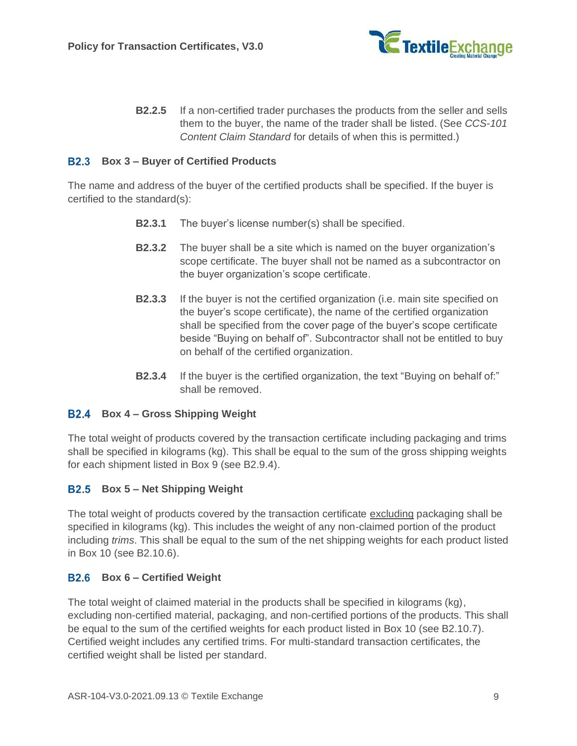**B2.2.5** If a non-certified trader purchases the products from the seller and sells them to the buyer, the name of the trader shall be listed. (See *CCS-101 Content Claim Standard* for details of when this is permitted.)

### B2.3 Box 3 – Buyer of Certified Products

The name and address of the buyer of the certified products shall be specified. If the buyer is certified to the standard(s):

**B2.3.1** The buyer's license number(s) shall be specified.

**B2.3.2** The buyer shall be a site which is named on the buyer organization's scope certificate. The buyer shall not be named as a subcontractor on the buyer organization's scope certificate.

**B2.3.3** If the buyer is not the certified organization (i.e. main site specified on the buyer's scope certificate), the name of the certified organization shall be specified from the cover page of the buyer's scope certificate beside "Buying on behalf of". Subcontractor shall not be entitled to buy on behalf of the certified organization.

**B2.3.4** If the buyer is the certified organization, the text "Buying on behalf of:" shall be removed.

### B2.4 Box 4 – Gross Shipping Weight

The total weight of products covered by the transaction certificate including packaging and trims shall be specified in kilograms (kg). This shall be equal to the sum of the gross shipping weights for each shipment listed in Box 9 (see B2.9.4).

### B2.5 Box 5 – Net Shipping Weight

The total weight of products covered by the transaction certificate excluding packaging shall be specified in kilograms (kg). This includes the weight of any non-claimed portion of the product including *trims*. This shall be equal to the sum of the net shipping weights for each product listed in Box 10 (see B2.10.6).

### B2.6 Box 6 – Certified Weight

The total weight of claimed material in the products shall be specified in kilograms (kg), excluding non-certified material, packaging, and non-certified portions of the products. This shall be equal to the sum of the certified weights for each product listed in Box 10 (see B2.10.7). Certified weight includes any certified trims. For multi-standard transaction certificates, the certified weight shall be listed per standard.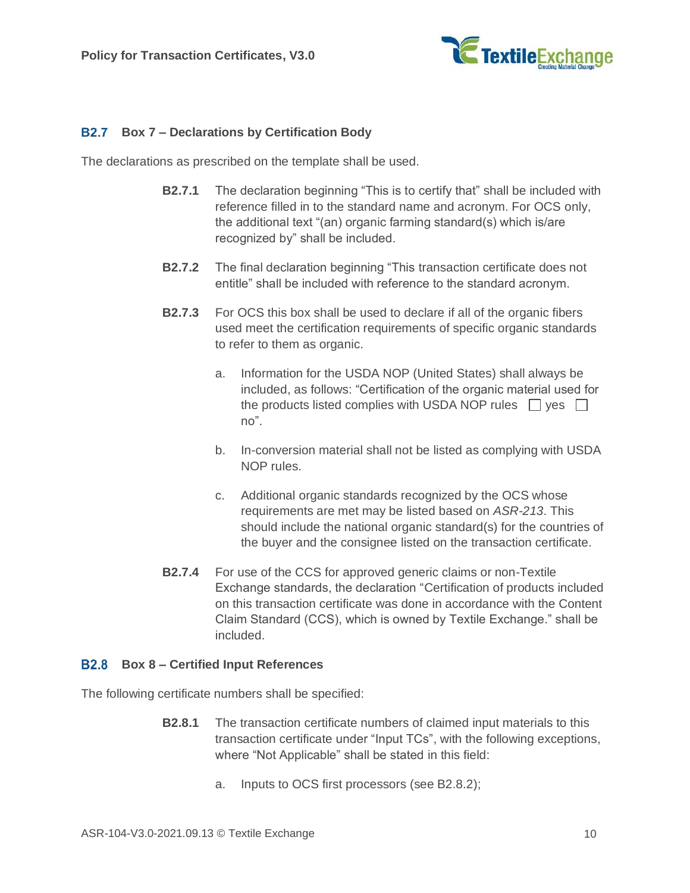## B2.7 Box 7 – Declarations by Certification Body

The declarations as prescribed on the template shall be used.

**B2.7.1** The declaration beginning "This is to certify that" shall be included with reference filled in to the standard name and acronym. For OCS only, the additional text "(an) organic farming standard(s) which is/are recognized by" shall be included.

**B2.7.2** The final declaration beginning "This transaction certificate does not entitle" shall be included with reference to the standard acronym.

**B2.7.3** For OCS this box shall be used to declare if all of the organic fibers used meet the certification requirements of specific organic standards to refer to them as organic.

a. Information for the USDA NOP (United States) shall always be included, as follows: "Certification of the organic material used for the products listed complies with USDA NOP rules ☐ yes ☐ no".

b. In-conversion material shall not be listed as complying with USDA NOP rules.

c. Additional organic standards recognized by the OCS whose requirements are met may be listed based on *ASR-213*. This should include the national organic standard(s) for the countries of the buyer and the consignee listed on the transaction certificate.

**B2.7.4** For use of the CCS for approved generic claims or non-Textile Exchange standards, the declaration "Certification of products included on this transaction certificate was done in accordance with the Content Claim Standard (CCS), which is owned by Textile Exchange." shall be included.

## B2.8 Box 8 – Certified Input References

The following certificate numbers shall be specified:

**B2.8.1** The transaction certificate numbers of claimed input materials to this transaction certificate under "Input TCs", with the following exceptions, where "Not Applicable" shall be stated in this field:

a. Inputs to OCS first processors (see B2.8.2);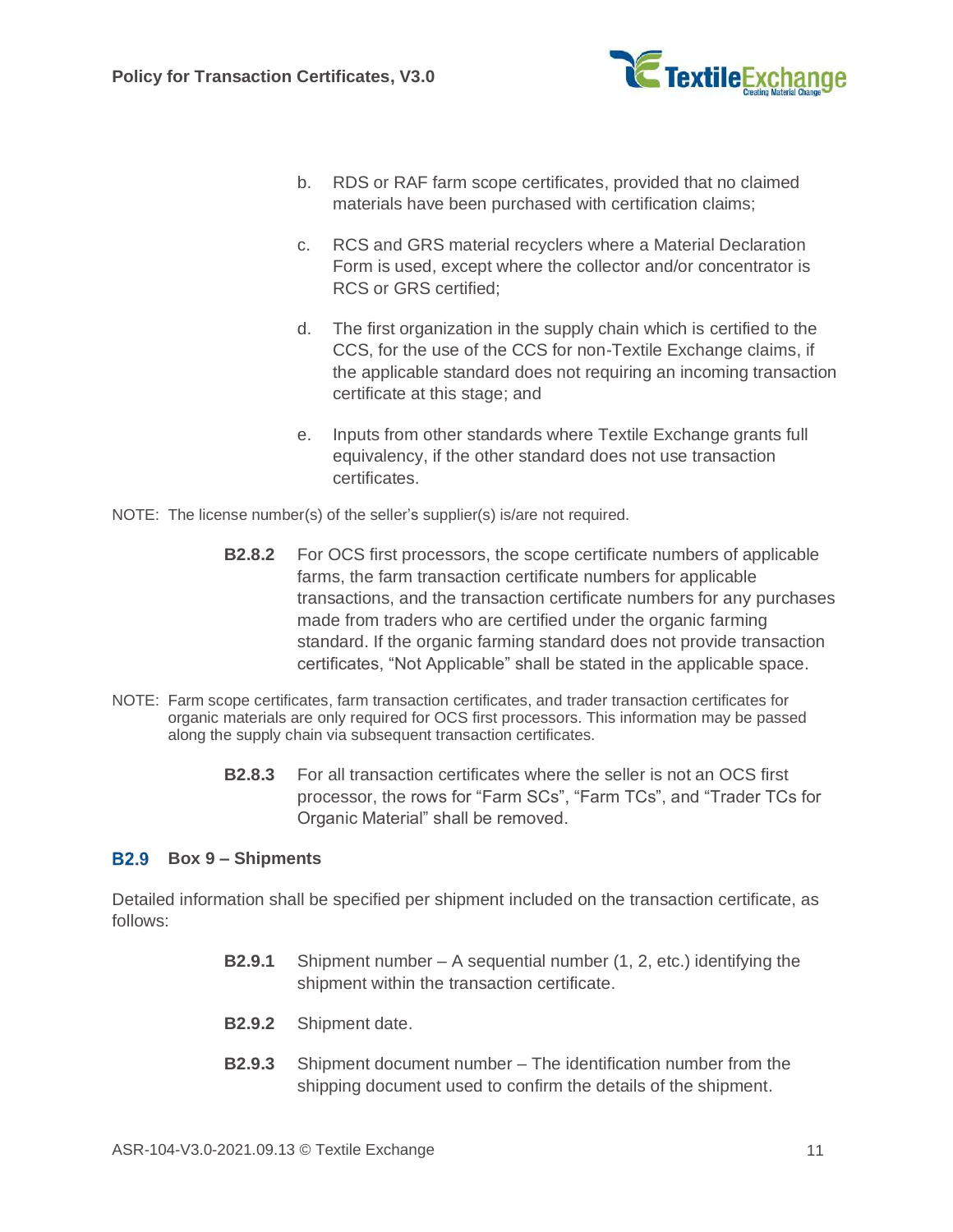b. RDS or RAF farm scope certificates, provided that no claimed materials have been purchased with certification claims;

c. RCS and GRS material recyclers where a Material Declaration Form is used, except where the collector and/or concentrator is RCS or GRS certified;

d. The first organization in the supply chain which is certified to the CCS, for the use of the CCS for non-Textile Exchange claims, if the applicable standard does not requiring an incoming transaction certificate at this stage; and

e. Inputs from other standards where Textile Exchange grants full equivalency, if the other standard does not use transaction certificates.

NOTE: The license number(s) of the seller's supplier(s) is/are not required.

**B2.8.2** For OCS first processors, the scope certificate numbers of applicable farms, the farm transaction certificate numbers for applicable transactions, and the transaction certificate numbers for any purchases made from traders who are certified under the organic farming standard. If the organic farming standard does not provide transaction certificates, "Not Applicable" shall be stated in the applicable space.

NOTE: Farm scope certificates, farm transaction certificates, and trader transaction certificates for organic materials are only required for OCS first processors. This information may be passed along the supply chain via subsequent transaction certificates.

**B2.8.3** For all transaction certificates where the seller is not an OCS first processor, the rows for "Farm SCs", "Farm TCs", and "Trader TCs for Organic Material" shall be removed.

### B2.9 Box 9 – Shipments

Detailed information shall be specified per shipment included on the transaction certificate, as follows:

**B2.9.1** Shipment number – A sequential number (1, 2, etc.) identifying the shipment within the transaction certificate.

**B2.9.2** Shipment date.

**B2.9.3** Shipment document number – The identification number from the shipping document used to confirm the details of the shipment.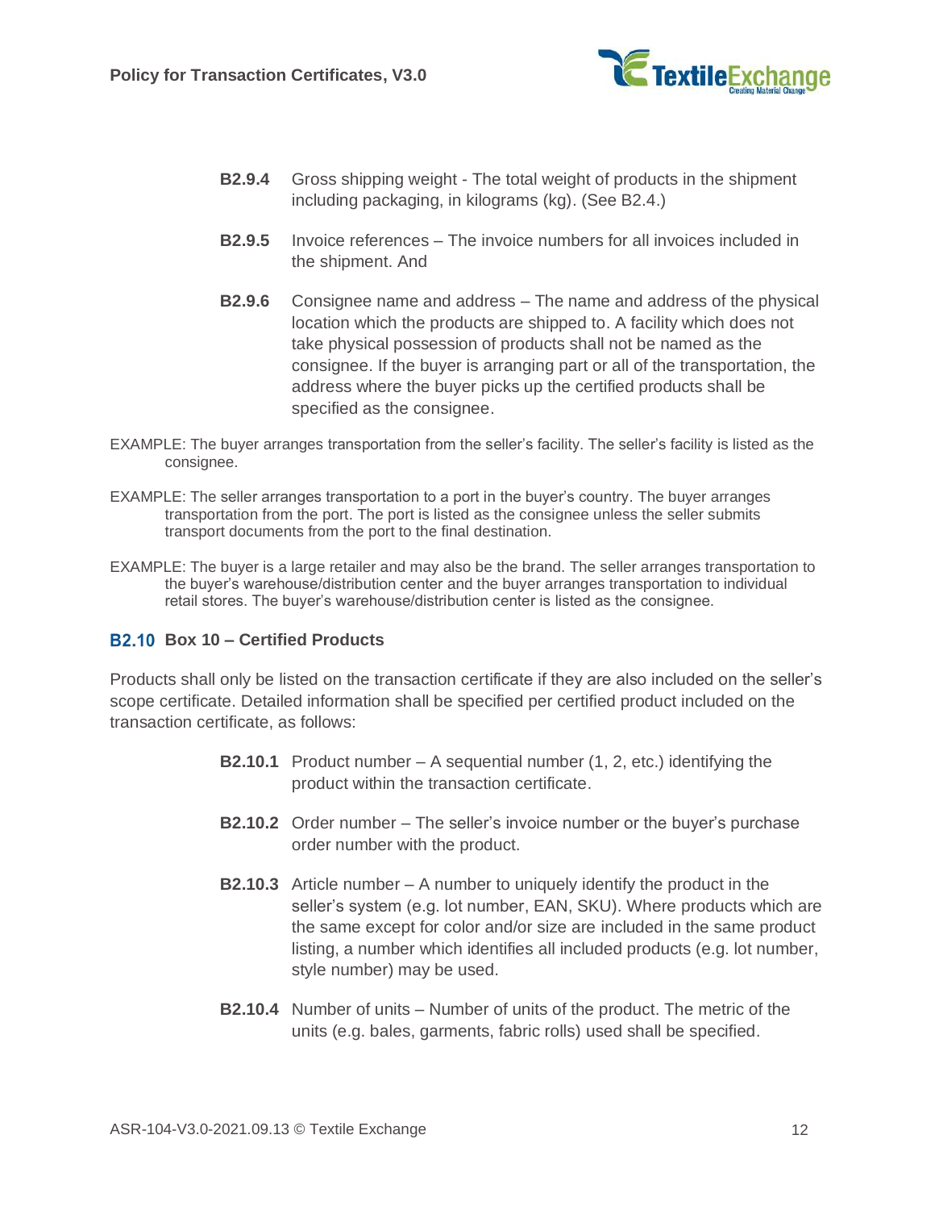**B2.9.4** Gross shipping weight - The total weight of products in the shipment including packaging, in kilograms (kg). (See B2.4.)

**B2.9.5** Invoice references – The invoice numbers for all invoices included in the shipment. And

**B2.9.6** Consignee name and address – The name and address of the physical location which the products are shipped to. A facility which does not take physical possession of products shall not be named as the consignee. If the buyer is arranging part or all of the transportation, the address where the buyer picks up the certified products shall be specified as the consignee.

EXAMPLE: The buyer arranges transportation from the seller's facility. The seller's facility is listed as the consignee.

EXAMPLE: The seller arranges transportation to a port in the buyer's country. The buyer arranges transportation from the port. The port is listed as the consignee unless the seller submits transport documents from the port to the final destination.

EXAMPLE: The buyer is a large retailer and may also be the brand. The seller arranges transportation to the buyer's warehouse/distribution center and the buyer arranges transportation to individual retail stores. The buyer's warehouse/distribution center is listed as the consignee.

### B2.10 Box 10 – Certified Products

Products shall only be listed on the transaction certificate if they are also included on the seller's scope certificate. Detailed information shall be specified per certified product included on the transaction certificate, as follows:

**B2.10.1** Product number – A sequential number (1, 2, etc.) identifying the product within the transaction certificate.

**B2.10.2** Order number – The seller's invoice number or the buyer's purchase order number with the product.

**B2.10.3** Article number – A number to uniquely identify the product in the seller's system (e.g. lot number, EAN, SKU). Where products which are the same except for color and/or size are included in the same product listing, a number which identifies all included products (e.g. lot number, style number) may be used.

**B2.10.4** Number of units – Number of units of the product. The metric of the units (e.g. bales, garments, fabric rolls) used shall be specified.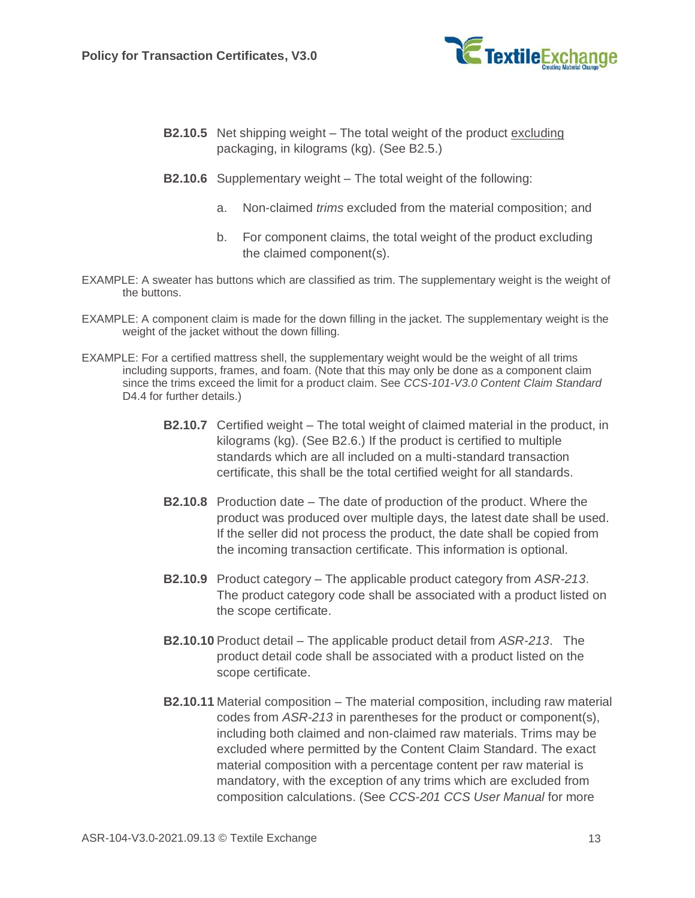**B2.10.5** Net shipping weight – The total weight of the product <u>excluding</u> packaging, in kilograms (kg). (See B2.5.)

**B2.10.6** Supplementary weight – The total weight of the following:

a. Non-claimed *trims* excluded from the material composition; and

b. For component claims, the total weight of the product excluding the claimed component(s).

EXAMPLE: A sweater has buttons which are classified as trim. The supplementary weight is the weight of the buttons.

EXAMPLE: A component claim is made for the down filling in the jacket. The supplementary weight is the weight of the jacket without the down filling.

EXAMPLE: For a certified mattress shell, the supplementary weight would be the weight of all trims including supports, frames, and foam. (Note that this may only be done as a component claim since the trims exceed the limit for a product claim. See *CCS-101-V3.0 Content Claim Standard* D4.4 for further details.)

**B2.10.7** Certified weight – The total weight of claimed material in the product, in kilograms (kg). (See B2.6.) If the product is certified to multiple standards which are all included on a multi-standard transaction certificate, this shall be the total certified weight for all standards.

**B2.10.8** Production date – The date of production of the product. Where the product was produced over multiple days, the latest date shall be used. If the seller did not process the product, the date shall be copied from the incoming transaction certificate. This information is optional.

**B2.10.9** Product category – The applicable product category from *ASR-213*. The product category code shall be associated with a product listed on the scope certificate.

**B2.10.10** Product detail – The applicable product detail from *ASR-213*. The product detail code shall be associated with a product listed on the scope certificate.

**B2.10.11** Material composition – The material composition, including raw material codes from *ASR-213* in parentheses for the product or component(s), including both claimed and non-claimed raw materials. Trims may be excluded where permitted by the Content Claim Standard. The exact material composition with a percentage content per raw material is mandatory, with the exception of any trims which are excluded from composition calculations. (See *CCS-201 CCS User Manual* for more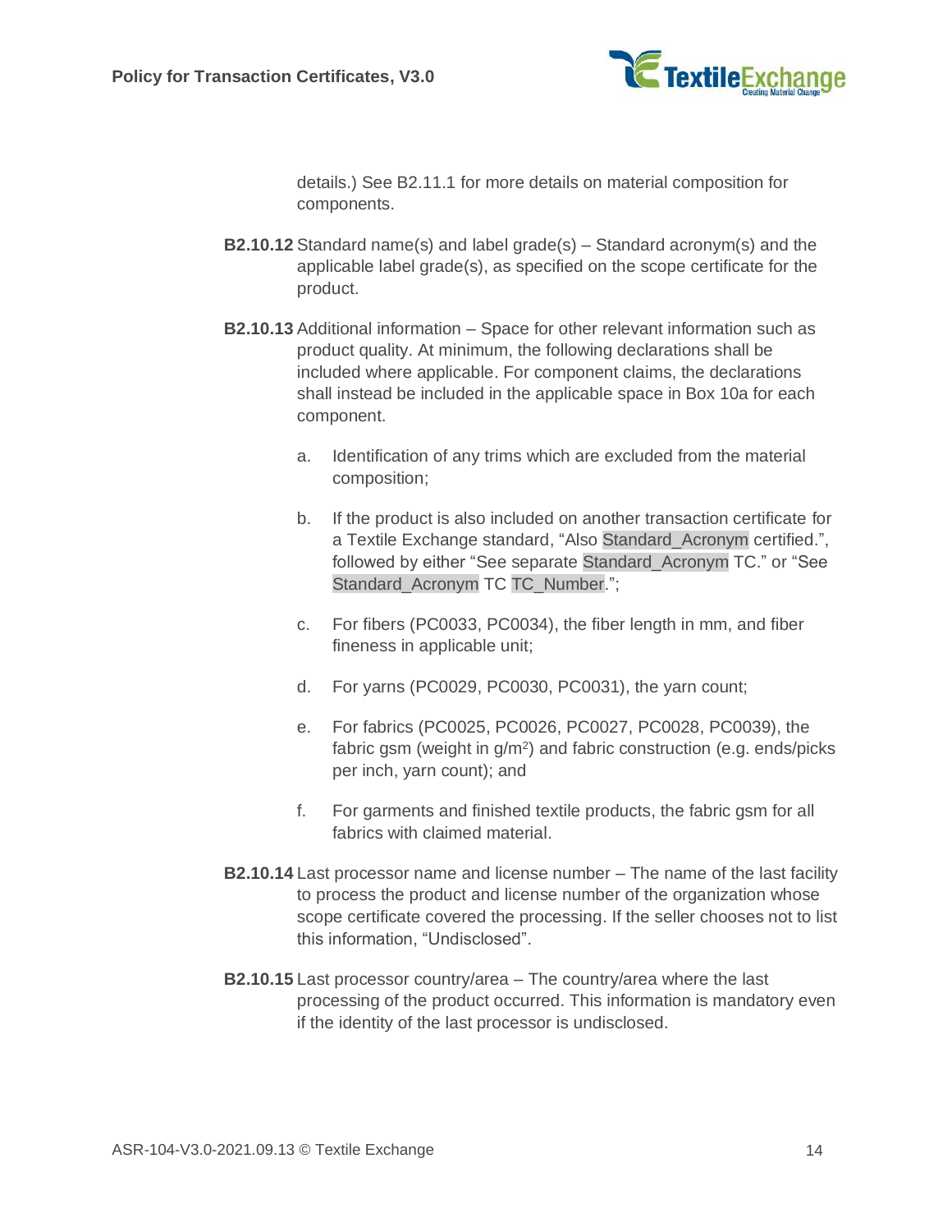details.) See B2.11.1 for more details on material composition for components.

**B2.10.12** Standard name(s) and label grade(s) – Standard acronym(s) and the applicable label grade(s), as specified on the scope certificate for the product.

**B2.10.13** Additional information – Space for other relevant information such as product quality. At minimum, the following declarations shall be included where applicable. For component claims, the declarations shall instead be included in the applicable space in Box 10a for each component.

a. Identification of any trims which are excluded from the material composition;

b. If the product is also included on another transaction certificate for a Textile Exchange standard, "Also Standard_Acronym certified.", followed by either "See separate Standard_Acronym TC." or "See Standard_Acronym TC TC_Number.";

c. For fibers (PC0033, PC0034), the fiber length in mm, and fiber fineness in applicable unit;

d. For yarns (PC0029, PC0030, PC0031), the yarn count;

e. For fabrics (PC0025, PC0026, PC0027, PC0028, PC0039), the fabric gsm (weight in g/m$^2$) and fabric construction (e.g. ends/picks per inch, yarn count); and

f. For garments and finished textile products, the fabric gsm for all fabrics with claimed material.

**B2.10.14** Last processor name and license number – The name of the last facility to process the product and license number of the organization whose scope certificate covered the processing. If the seller chooses not to list this information, "Undisclosed".

**B2.10.15** Last processor country/area – The country/area where the last processing of the product occurred. This information is mandatory even if the identity of the last processor is undisclosed.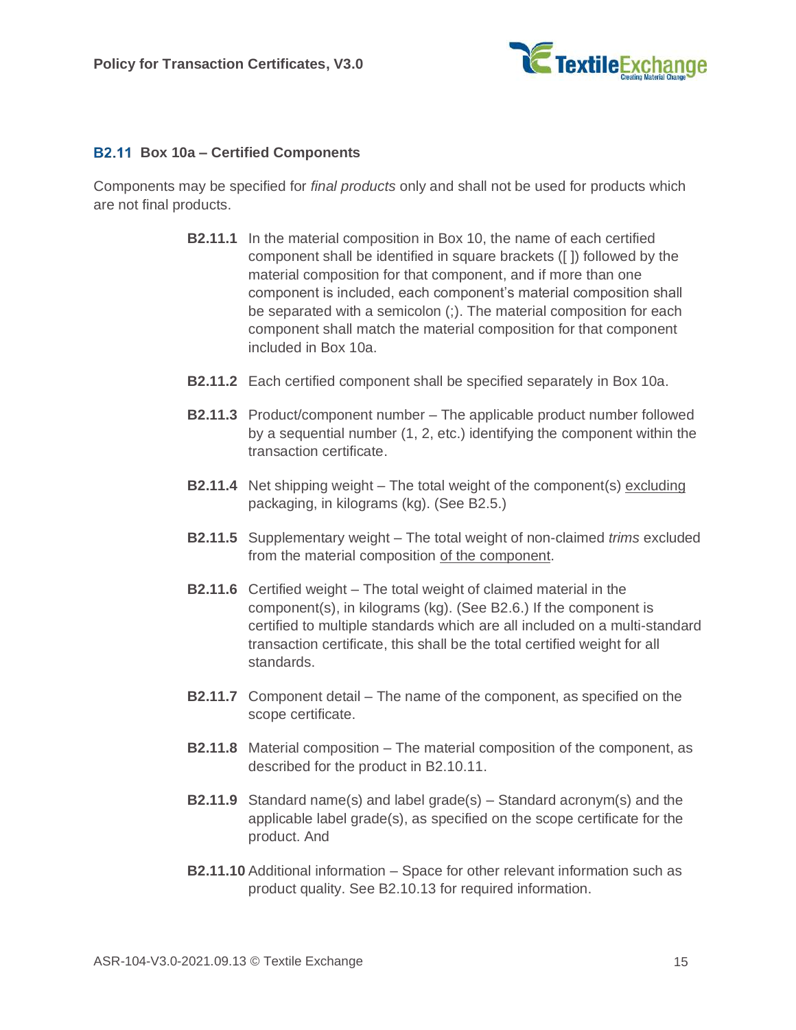### B2.11 Box 10a – Certified Components

Components may be specified for *final products* only and shall not be used for products which are not final products.

**B2.11.1** In the material composition in Box 10, the name of each certified component shall be identified in square brackets ([ ]) followed by the material composition for that component, and if more than one component is included, each component's material composition shall be separated with a semicolon (;). The material composition for each component shall match the material composition for that component included in Box 10a.

**B2.11.2** Each certified component shall be specified separately in Box 10a.

**B2.11.3** Product/component number – The applicable product number followed by a sequential number (1, 2, etc.) identifying the component within the transaction certificate.

**B2.11.4** Net shipping weight – The total weight of the component(s) <u>excluding</u> packaging, in kilograms (kg). (See B2.5.)

**B2.11.5** Supplementary weight – The total weight of non-claimed *trims* excluded from the material composition <u>of the component</u>.

**B2.11.6** Certified weight – The total weight of claimed material in the component(s), in kilograms (kg). (See B2.6.) If the component is certified to multiple standards which are all included on a multi-standard transaction certificate, this shall be the total certified weight for all standards.

**B2.11.7** Component detail – The name of the component, as specified on the scope certificate.

**B2.11.8** Material composition – The material composition of the component, as described for the product in B2.10.11.

**B2.11.9** Standard name(s) and label grade(s) – Standard acronym(s) and the applicable label grade(s), as specified on the scope certificate for the product. And

**B2.11.10** Additional information – Space for other relevant information such as product quality. See B2.10.13 for required information.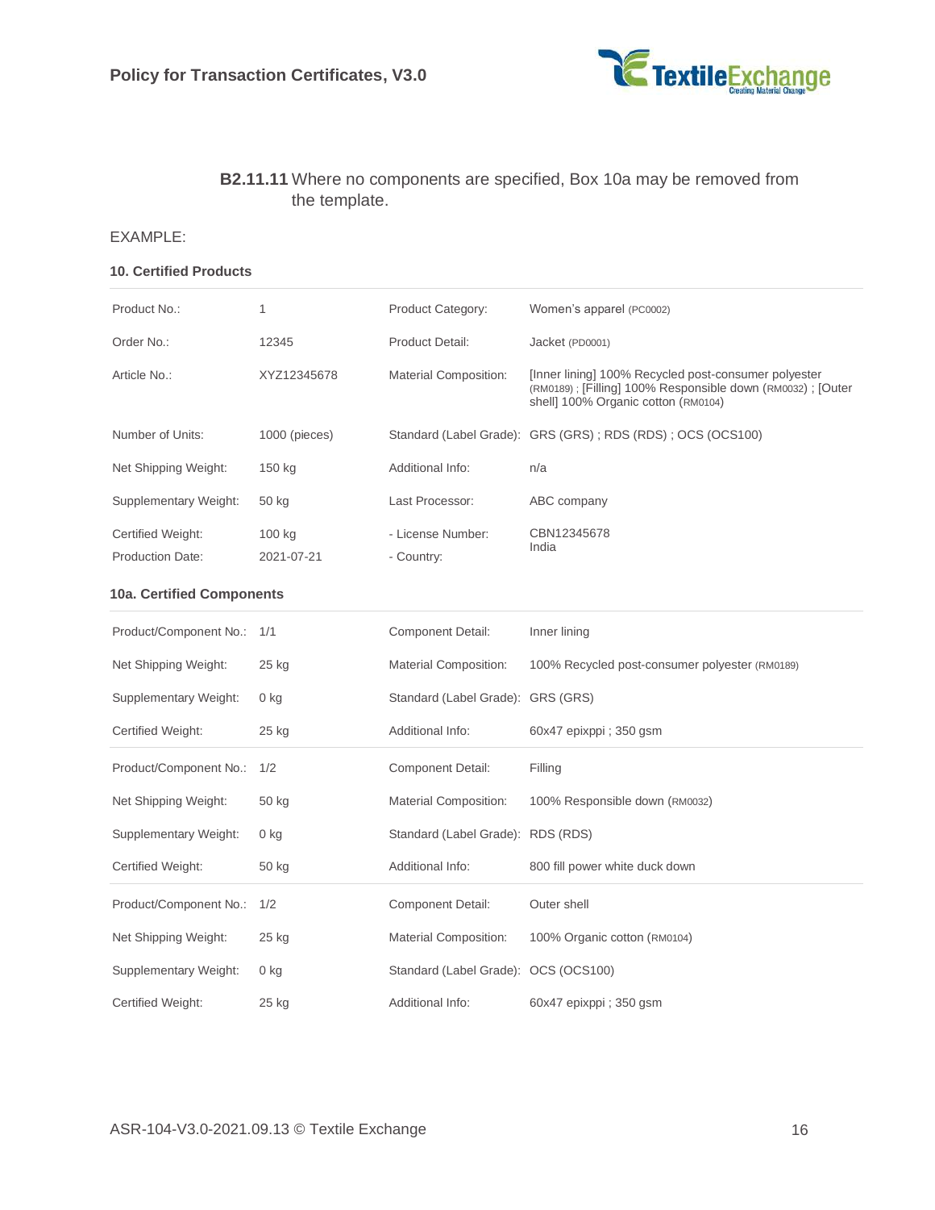**B2.11.11** Where no components are specified, Box 10a may be removed from the template.

EXAMPLE:

**10. Certified Products**

| | | | |
|---|---|---|---|
| Product No.: | 1 | Product Category: | Women's apparel (PC0002) |
| Order No.: | 12345 | Product Detail: | Jacket (PD0001) |
| Article No.: | XYZ12345678 | Material Composition: | [Inner lining] 100% Recycled post-consumer polyester (RM0189) ; [Filling] 100% Responsible down (RM0032) ; [Outer shell] 100% Organic cotton (RM0104) |
| Number of Units: | 1000 (pieces) | Standard (Label Grade): | GRS (GRS) ; RDS (RDS) ; OCS (OCS100) |
| Net Shipping Weight: | 150 kg | Additional Info: | n/a |
| Supplementary Weight: | 50 kg | Last Processor: | ABC company |
| Certified Weight: | 100 kg | - License Number: | CBN12345678 |
| Production Date: | 2021-07-21 | - Country: | India |

**10a. Certified Components**

| | | | |
|---|---|---|---|
| Product/Component No.: | 1/1 | Component Detail: | Inner lining |
| Net Shipping Weight: | 25 kg | Material Composition: | 100% Recycled post-consumer polyester (RM0189) |
| Supplementary Weight: | 0 kg | Standard (Label Grade): | GRS (GRS) |
| Certified Weight: | 25 kg | Additional Info: | 60x47 epixppi ; 350 gsm |
| Product/Component No.: | 1/2 | Component Detail: | Filling |
| Net Shipping Weight: | 50 kg | Material Composition: | 100% Responsible down (RM0032) |
| Supplementary Weight: | 0 kg | Standard (Label Grade): | RDS (RDS) |
| Certified Weight: | 50 kg | Additional Info: | 800 fill power white duck down |
| Product/Component No.: | 1/2 | Component Detail: | Outer shell |
| Net Shipping Weight: | 25 kg | Material Composition: | 100% Organic cotton (RM0104) |
| Supplementary Weight: | 0 kg | Standard (Label Grade): | OCS (OCS100) |
| Certified Weight: | 25 kg | Additional Info: | 60x47 epixppi ; 350 gsm |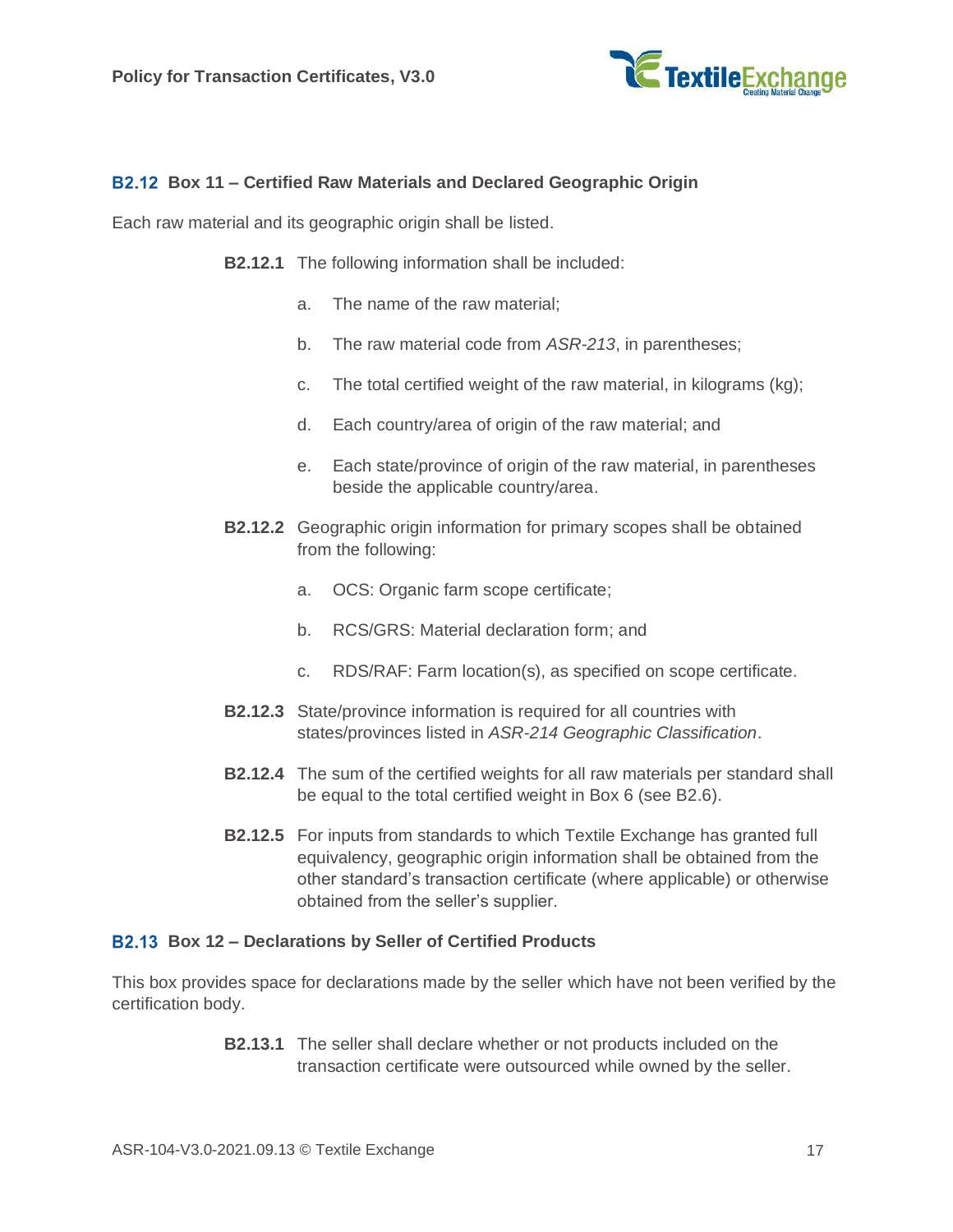### B2.12 Box 11 – Certified Raw Materials and Declared Geographic Origin

Each raw material and its geographic origin shall be listed.

**B2.12.1** The following information shall be included:

a. The name of the raw material;

b. The raw material code from *ASR-213*, in parentheses;

c. The total certified weight of the raw material, in kilograms (kg);

d. Each country/area of origin of the raw material; and

e. Each state/province of origin of the raw material, in parentheses beside the applicable country/area.

**B2.12.2** Geographic origin information for primary scopes shall be obtained from the following:

a. OCS: Organic farm scope certificate;

b. RCS/GRS: Material declaration form; and

c. RDS/RAF: Farm location(s), as specified on scope certificate.

**B2.12.3** State/province information is required for all countries with states/provinces listed in *ASR-214 Geographic Classification*.

**B2.12.4** The sum of the certified weights for all raw materials per standard shall be equal to the total certified weight in Box 6 (see B2.6).

**B2.12.5** For inputs from standards to which Textile Exchange has granted full equivalency, geographic origin information shall be obtained from the other standard's transaction certificate (where applicable) or otherwise obtained from the seller's supplier.

### B2.13 Box 12 – Declarations by Seller of Certified Products

This box provides space for declarations made by the seller which have not been verified by the certification body.

**B2.13.1** The seller shall declare whether or not products included on the transaction certificate were outsourced while owned by the seller.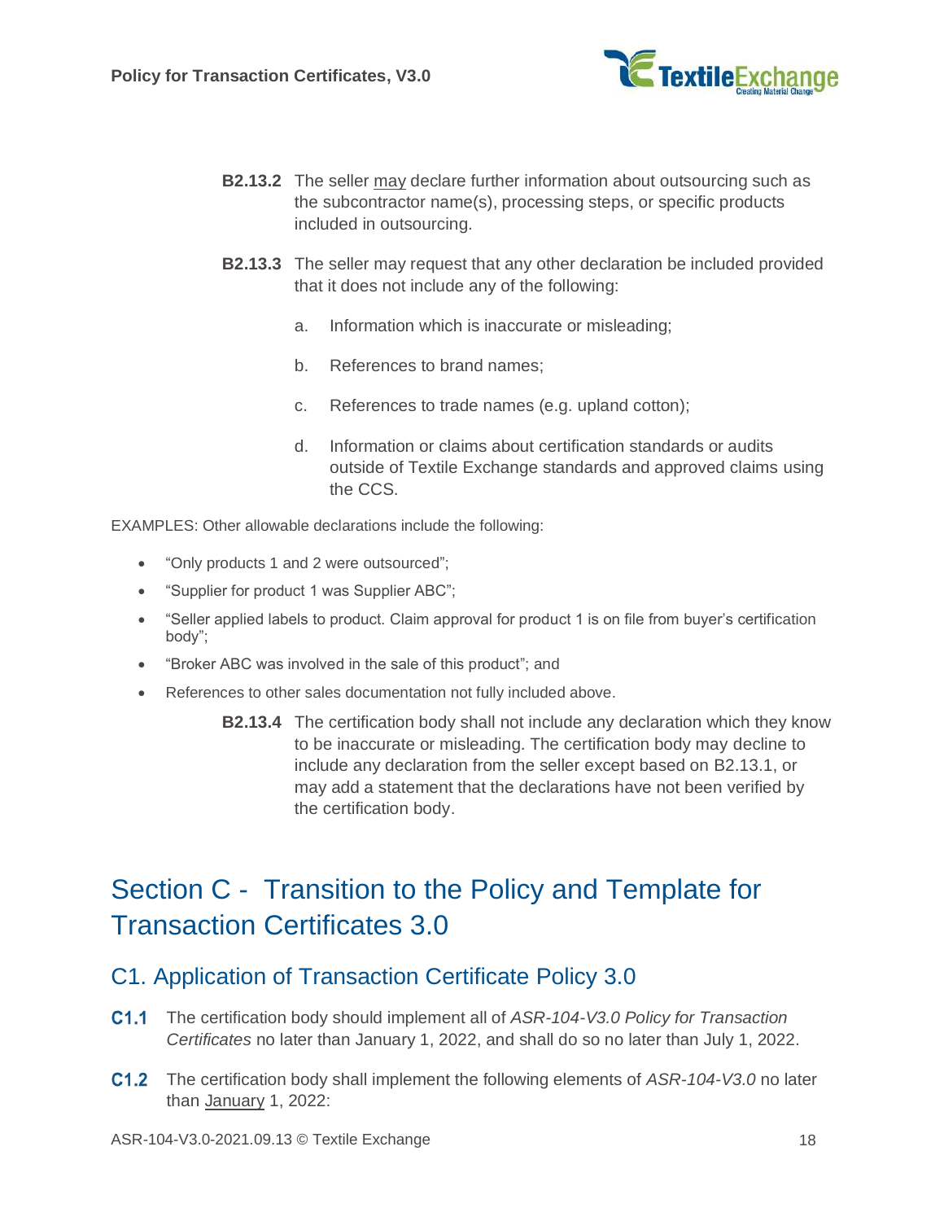**B2.13.2** The seller may declare further information about outsourcing such as the subcontractor name(s), processing steps, or specific products included in outsourcing.

**B2.13.3** The seller may request that any other declaration be included provided that it does not include any of the following:

a. Information which is inaccurate or misleading;

b. References to brand names;

c. References to trade names (e.g. upland cotton);

d. Information or claims about certification standards or audits outside of Textile Exchange standards and approved claims using the CCS.

EXAMPLES: Other allowable declarations include the following:

- "Only products 1 and 2 were outsourced";
- "Supplier for product 1 was Supplier ABC";
- "Seller applied labels to product. Claim approval for product 1 is on file from buyer's certification body";
- "Broker ABC was involved in the sale of this product"; and
- References to other sales documentation not fully included above.

**B2.13.4** The certification body shall not include any declaration which they know to be inaccurate or misleading. The certification body may decline to include any declaration from the seller except based on B2.13.1, or may add a statement that the declarations have not been verified by the certification body.

# Section C - Transition to the Policy and Template for Transaction Certificates 3.0

## C1. Application of Transaction Certificate Policy 3.0

**C1.1** The certification body should implement all of *ASR-104-V3.0 Policy for Transaction Certificates* no later than January 1, 2022, and shall do so no later than July 1, 2022.

**C1.2** The certification body shall implement the following elements of *ASR-104-V3.0* no later than January 1, 2022: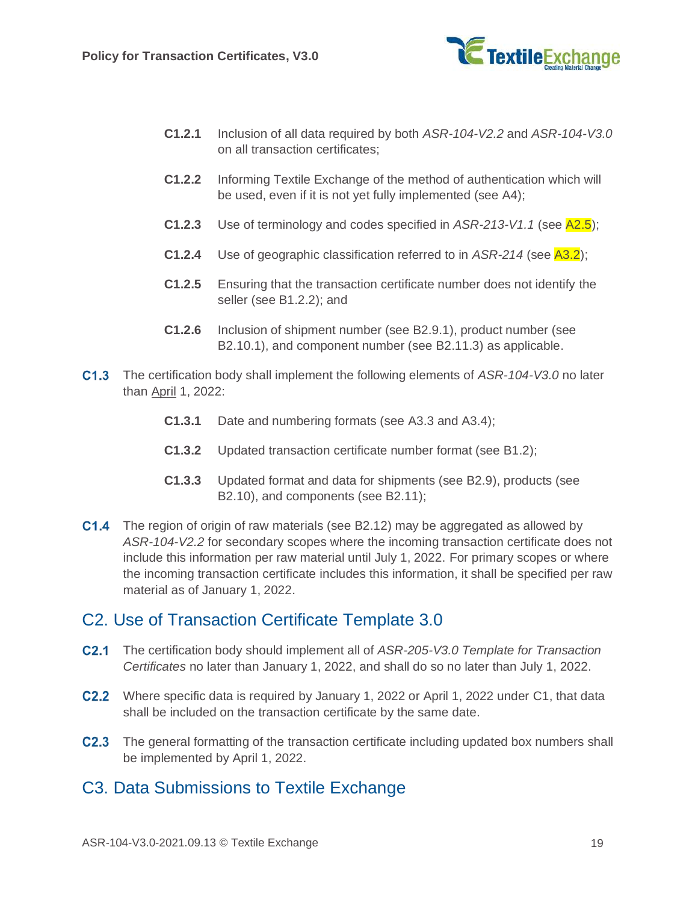**C1.2.1** Inclusion of all data required by both *ASR-104-V2.2* and *ASR-104-V3.0* on all transaction certificates;

**C1.2.2** Informing Textile Exchange of the method of authentication which will be used, even if it is not yet fully implemented (see A4);

**C1.2.3** Use of terminology and codes specified in *ASR-213-V1.1* (see A2.5);

**C1.2.4** Use of geographic classification referred to in *ASR-214* (see A3.2);

**C1.2.5** Ensuring that the transaction certificate number does not identify the seller (see B1.2.2); and

**C1.2.6** Inclusion of shipment number (see B2.9.1), product number (see B2.10.1), and component number (see B2.11.3) as applicable.

**C1.3** The certification body shall implement the following elements of *ASR-104-V3.0* no later than April 1, 2022:

**C1.3.1** Date and numbering formats (see A3.3 and A3.4);

**C1.3.2** Updated transaction certificate number format (see B1.2);

**C1.3.3** Updated format and data for shipments (see B2.9), products (see B2.10), and components (see B2.11);

**C1.4** The region of origin of raw materials (see B2.12) may be aggregated as allowed by *ASR-104-V2.2* for secondary scopes where the incoming transaction certificate does not include this information per raw material until July 1, 2022. For primary scopes or where the incoming transaction certificate includes this information, it shall be specified per raw material as of January 1, 2022.

## C2. Use of Transaction Certificate Template 3.0

**C2.1** The certification body should implement all of *ASR-205-V3.0 Template for Transaction Certificates* no later than January 1, 2022, and shall do so no later than July 1, 2022.

**C2.2** Where specific data is required by January 1, 2022 or April 1, 2022 under C1, that data shall be included on the transaction certificate by the same date.

**C2.3** The general formatting of the transaction certificate including updated box numbers shall be implemented by April 1, 2022.

## C3. Data Submissions to Textile Exchange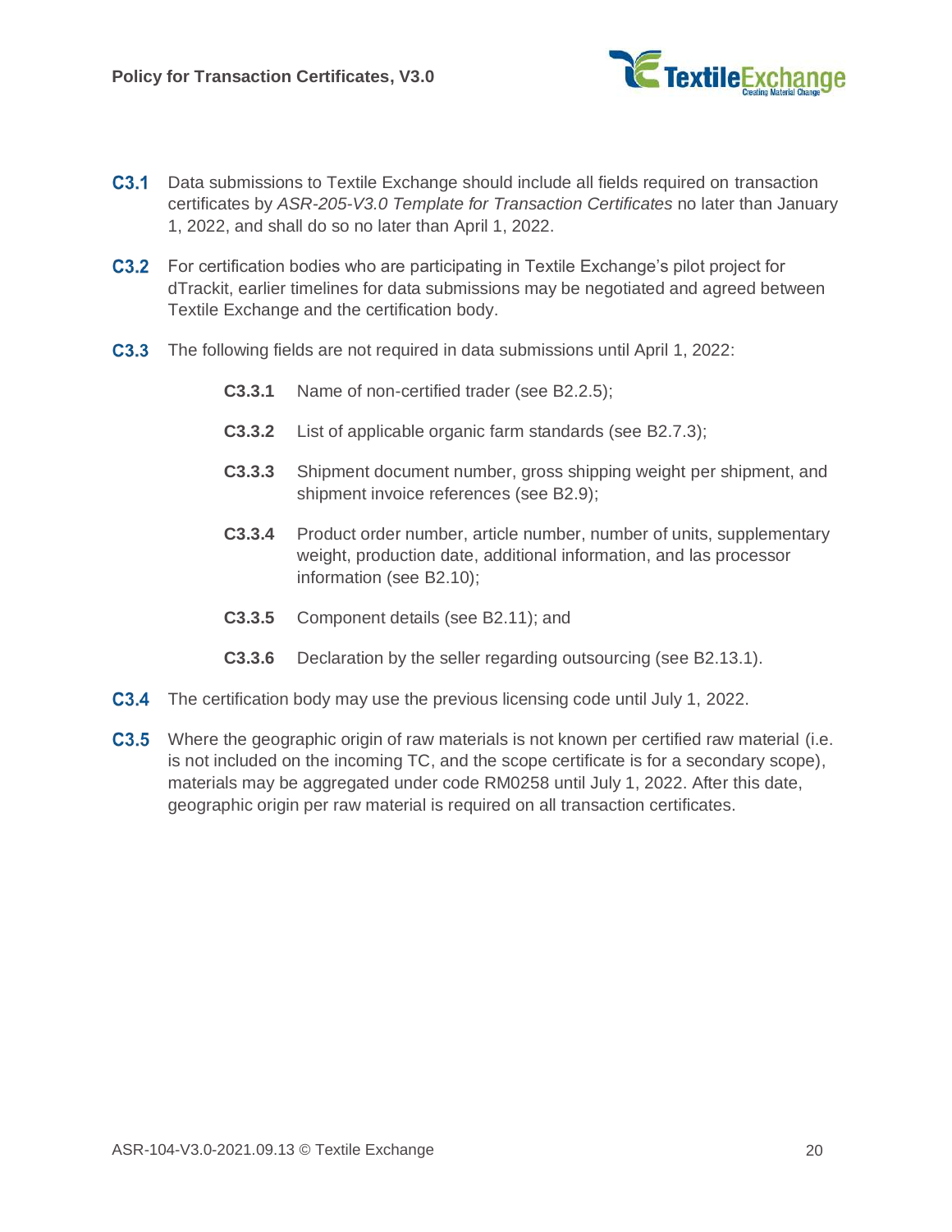**C3.1** Data submissions to Textile Exchange should include all fields required on transaction certificates by *ASR-205-V3.0 Template for Transaction Certificates* no later than January 1, 2022, and shall do so no later than April 1, 2022.

**C3.2** For certification bodies who are participating in Textile Exchange's pilot project for dTrackit, earlier timelines for data submissions may be negotiated and agreed between Textile Exchange and the certification body.

**C3.3** The following fields are not required in data submissions until April 1, 2022:

- **C3.3.1** Name of non-certified trader (see B2.2.5);
- **C3.3.2** List of applicable organic farm standards (see B2.7.3);
- **C3.3.3** Shipment document number, gross shipping weight per shipment, and shipment invoice references (see B2.9);
- **C3.3.4** Product order number, article number, number of units, supplementary weight, production date, additional information, and las processor information (see B2.10);
- **C3.3.5** Component details (see B2.11); and
- **C3.3.6** Declaration by the seller regarding outsourcing (see B2.13.1).

**C3.4** The certification body may use the previous licensing code until July 1, 2022.

**C3.5** Where the geographic origin of raw materials is not known per certified raw material (i.e. is not included on the incoming TC, and the scope certificate is for a secondary scope), materials may be aggregated under code RM0258 until July 1, 2022. After this date, geographic origin per raw material is required on all transaction certificates.